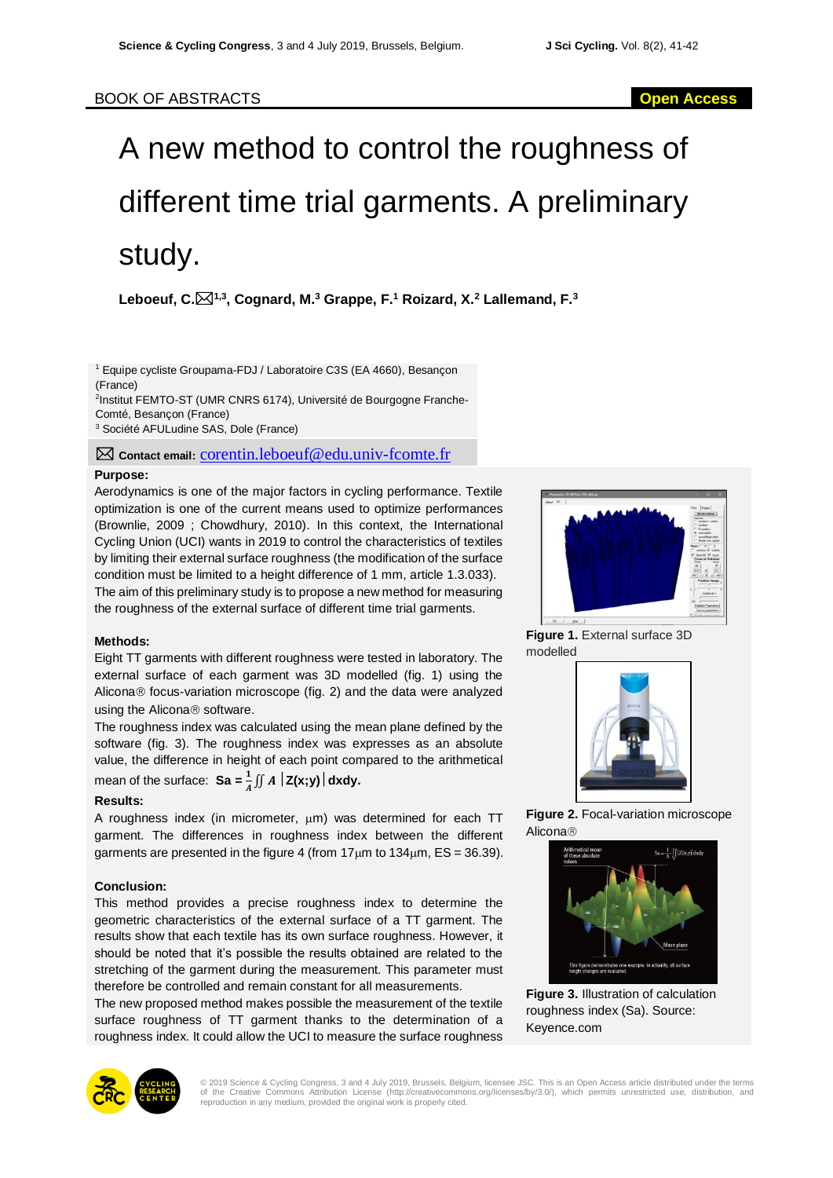BOOK OF ABSTRACTS

Open Access

# A new method to control the roughness of different time trial garments. A preliminary study.

**Leboeuf, C.[1,3], Cognard, M.[3] Grappe, F.[1] Roizard, X.[2] Lallemand, F.[3]**

[1] Equipe cycliste Groupama-FDJ / Laboratoire C3S (EA 4660), Besançon (France)
[2] Institut FEMTO-ST (UMR CNRS 6174), Université de Bourgogne Franche-Comté, Besançon (France)
[3] Société AFULudine SAS, Dole (France)

**Contact email:** corentin.leboeuf@edu.univ-fcomte.fr

**Purpose:**

Aerodynamics is one of the major factors in cycling performance. Textile optimization is one of the current means used to optimize performances (Brownlie, 2009 ; Chowdhury, 2010). In this context, the International Cycling Union (UCI) wants in 2019 to control the characteristics of textiles by limiting their external surface roughness (the modification of the surface condition must be limited to a height difference of 1 mm, article 1.3.033). The aim of this preliminary study is to propose a new method for measuring the roughness of the external surface of different time trial garments.

**Methods:**

Eight TT garments with different roughness were tested in laboratory. The external surface of each garment was 3D modelled (fig. 1) using the Alicona® focus-variation microscope (fig. 2) and the data were analyzed using the Alicona® software.

The roughness index was calculated using the mean plane defined by the software (fig. 3). The roughness index was expresses as an absolute value, the difference in height of each point compared to the arithmetical mean of the surface: **Sa =** $\frac{1}{A}\iint_A |Z(x;y)|\,dxdy$.

**Results:**

A roughness index (in micrometer, μm) was determined for each TT garment. The differences in roughness index between the different garments are presented in the figure 4 (from 17μm to 134μm, ES = 36.39).

**Conclusion:**

This method provides a precise roughness index to determine the geometric characteristics of the external surface of a TT garment. The results show that each textile has its own surface roughness. However, it should be noted that it's possible the results obtained are related to the stretching of the garment during the measurement. This parameter must therefore be controlled and remain constant for all measurements.

The new proposed method makes possible the measurement of the textile surface roughness of TT garment thanks to the determination of a roughness index. It could allow the UCI to measure the surface roughness

**Figure 1.** External surface 3D modelled

**Figure 2.** Focal-variation microscope Alicona®

**Figure 3.** Illustration of calculation roughness index (Sa). Source: Keyence.com

© 2019 Science & Cycling Congress, 3 and 4 July 2019, Brussels, Belgium, licensee JSC. This is an Open Access article distributed under the terms of the Creative Commons Attribution License (http://creativecommons.org/licenses/by/3.0/), which permits unrestricted use, distribution, and reproduction in any medium, provided the original work is properly cited.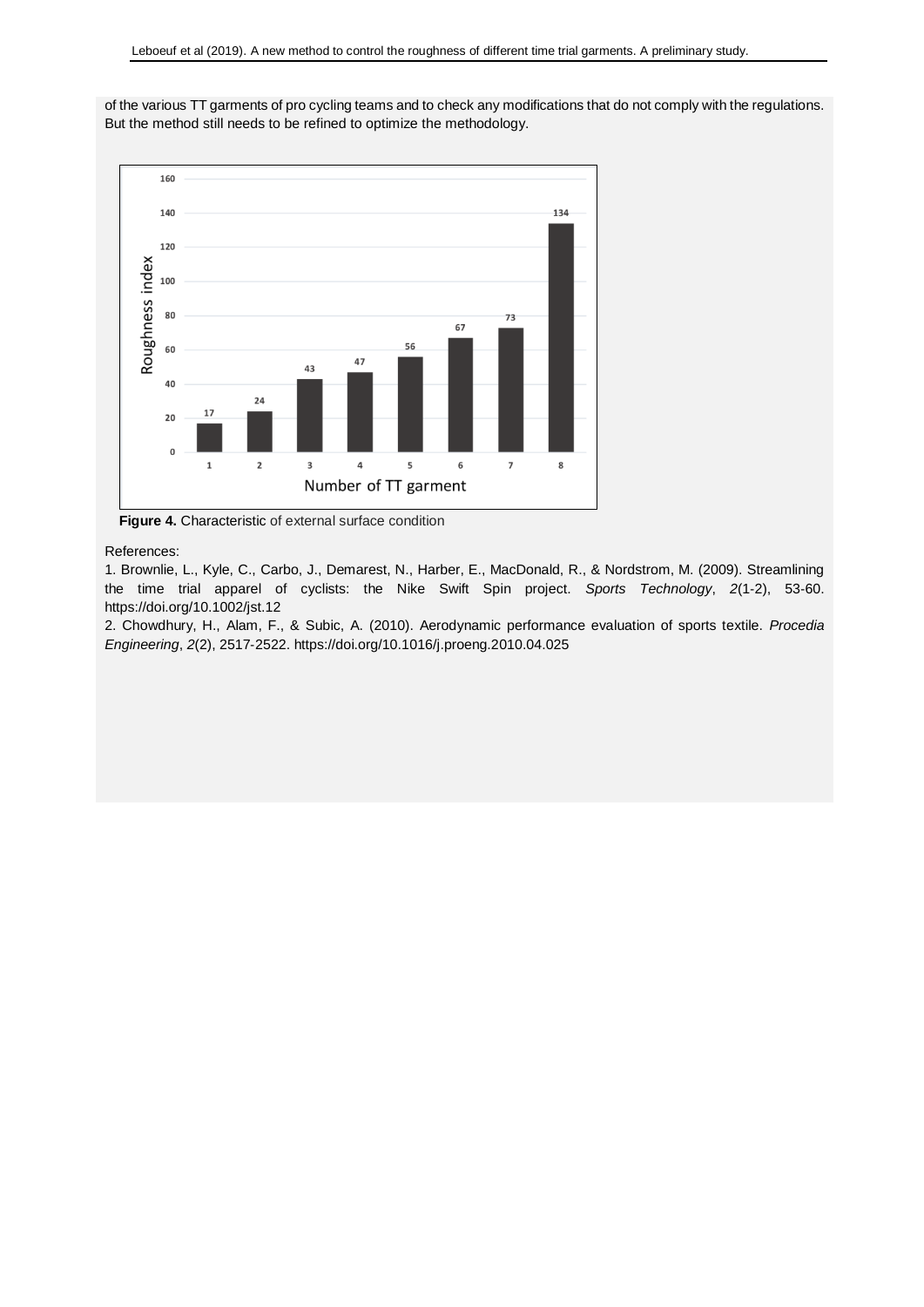of the various TT garments of pro cycling teams and to check any modifications that do not comply with the regulations. But the method still needs to be refined to optimize the methodology.

Roughness index

160
140
120
100
80
60
40
20
0

134
73
67
56
47
43
24
17

1 2 3 4 5 6 7 8

Number of TT garment

**Figure 4.** Characteristic of external surface condition

References:

1. Brownlie, L., Kyle, C., Carbo, J., Demarest, N., Harber, E., MacDonald, R., & Nordstrom, M. (2009). Streamlining the time trial apparel of cyclists: the Nike Swift Spin project. *Sports Technology*, *2*(1-2), 53-60. https://doi.org/10.1002/jst.12

2. Chowdhury, H., Alam, F., & Subic, A. (2010). Aerodynamic performance evaluation of sports textile. *Procedia Engineering*, *2*(2), 2517-2522. https://doi.org/10.1016/j.proeng.2010.04.025